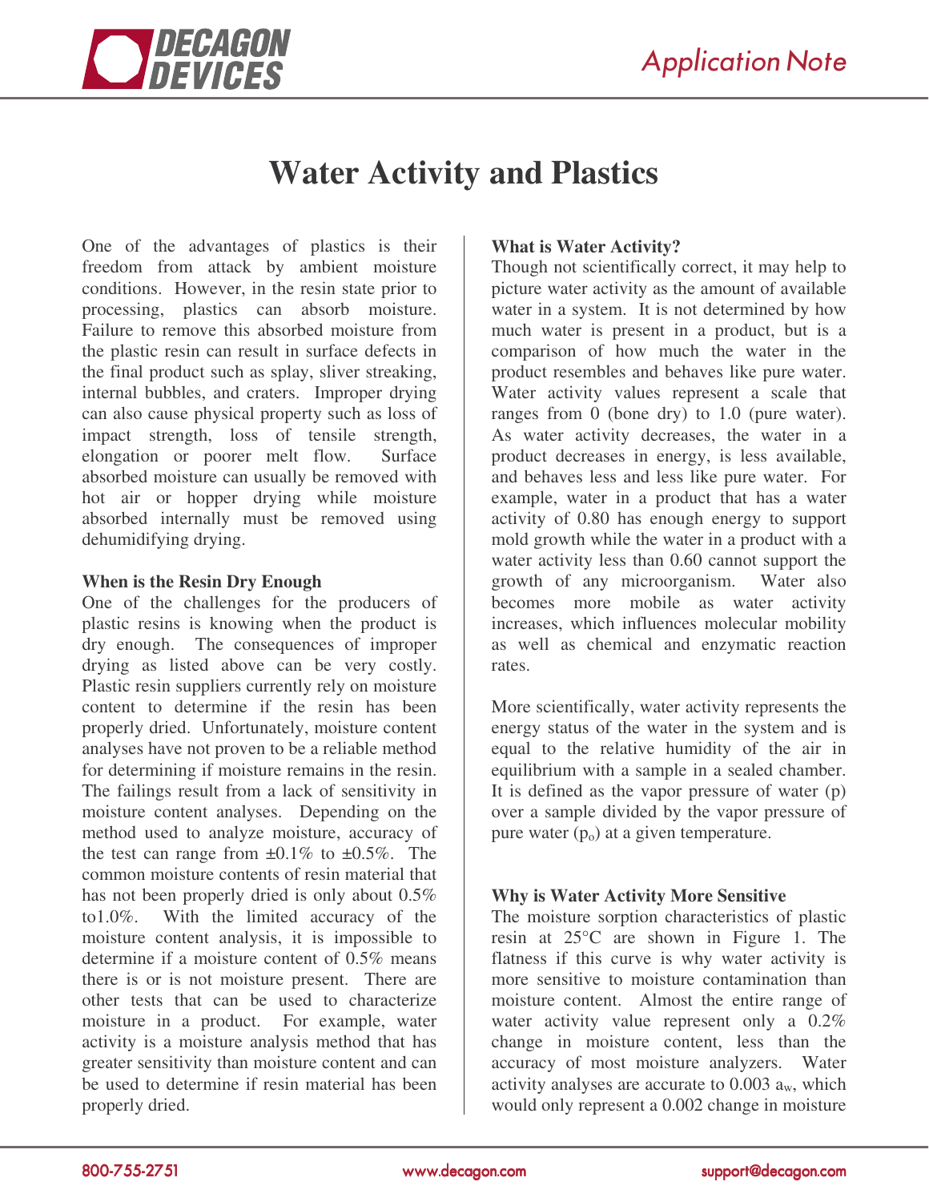# Water Activity and Plastics

One of the advantages of plastics is their freedom from attack by ambient moisture conditions. However, in the resin state prior to processing, plastics can absorb moisture. Failure to remove this absorbed moisture from the plastic resin can result in surface defects in the final product such as splay, sliver streaking, internal bubbles, and craters. Improper drying can also cause physical property such as loss of impact strength, loss of tensile strength, elongation or poorer melt flow. Surface absorbed moisture can usually be removed with hot air or hopper drying while moisture absorbed internally must be removed using dehumidifying drying.

**When is the Resin Dry Enough**

One of the challenges for the producers of plastic resins is knowing when the product is dry enough. The consequences of improper drying as listed above can be very costly. Plastic resin suppliers currently rely on moisture content to determine if the resin has been properly dried. Unfortunately, moisture content analyses have not proven to be a reliable method for determining if moisture remains in the resin. The failings result from a lack of sensitivity in moisture content analyses. Depending on the method used to analyze moisture, accuracy of the test can range from ±0.1% to ±0.5%. The common moisture contents of resin material that has not been properly dried is only about 0.5% to1.0%. With the limited accuracy of the moisture content analysis, it is impossible to determine if a moisture content of 0.5% means there is or is not moisture present. There are other tests that can be used to characterize moisture in a product. For example, water activity is a moisture analysis method that has greater sensitivity than moisture content and can be used to determine if resin material has been properly dried.

**What is Water Activity?**

Though not scientifically correct, it may help to picture water activity as the amount of available water in a system. It is not determined by how much water is present in a product, but is a comparison of how much the water in the product resembles and behaves like pure water. Water activity values represent a scale that ranges from 0 (bone dry) to 1.0 (pure water). As water activity decreases, the water in a product decreases in energy, is less available, and behaves less and less like pure water. For example, water in a product that has a water activity of 0.80 has enough energy to support mold growth while the water in a product with a water activity less than 0.60 cannot support the growth of any microorganism. Water also becomes more mobile as water activity increases, which influences molecular mobility as well as chemical and enzymatic reaction rates.

More scientifically, water activity represents the energy status of the water in the system and is equal to the relative humidity of the air in equilibrium with a sample in a sealed chamber. It is defined as the vapor pressure of water (p) over a sample divided by the vapor pressure of pure water ($p_o$) at a given temperature.

**Why is Water Activity More Sensitive**

The moisture sorption characteristics of plastic resin at 25°C are shown in Figure 1. The flatness if this curve is why water activity is more sensitive to moisture contamination than moisture content. Almost the entire range of water activity value represent only a 0.2% change in moisture content, less than the accuracy of most moisture analyzers. Water activity analyses are accurate to 0.003 $a_w$, which would only represent a 0.002 change in moisture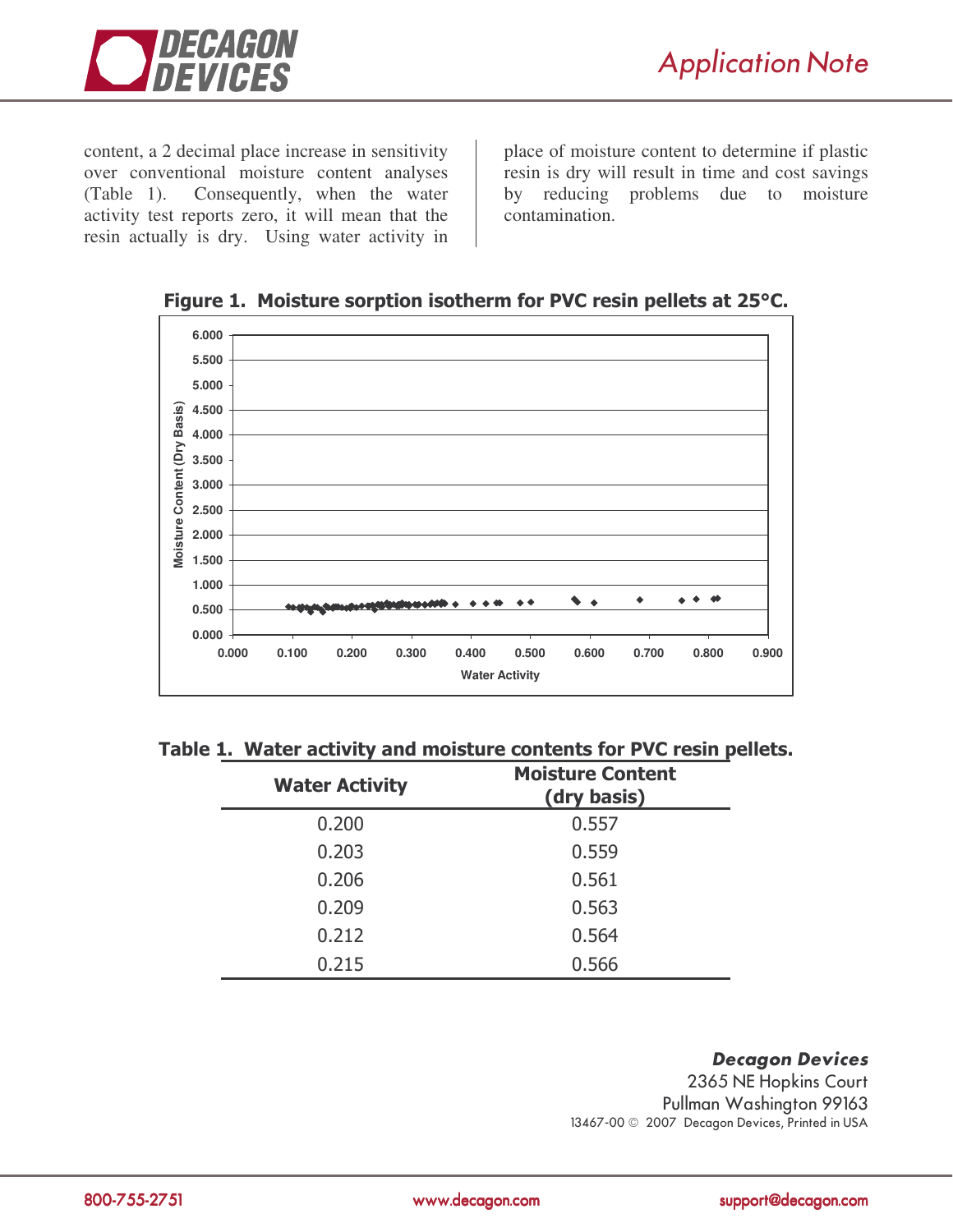content, a 2 decimal place increase in sensitivity over conventional moisture content analyses (Table 1). Consequently, when the water activity test reports zero, it will mean that the resin actually is dry. Using water activity in place of moisture content to determine if plastic resin is dry will result in time and cost savings by reducing problems due to moisture contamination.

**Figure 1. Moisture sorption isotherm for PVC resin pellets at 25°C.**

Moisture Content (Dry Basis)

6.000
5.500
5.000
4.500
4.000
3.500
3.000
2.500
2.000
1.500
1.000
0.500
0.000

0.000 0.100 0.200 0.300 0.400 0.500 0.600 0.700 0.800 0.900

Water Activity

**Table 1. Water activity and moisture contents for PVC resin pellets.**

| Water Activity | Moisture Content (dry basis) |
|---|---|
| 0.200 | 0.557 |
| 0.203 | 0.559 |
| 0.206 | 0.561 |
| 0.209 | 0.563 |
| 0.212 | 0.564 |
| 0.215 | 0.566 |

***Decagon Devices***
2365 NE Hopkins Court
Pullman Washington 99163
13467-00 © 2007 Decagon Devices, Printed in USA

800-755-2751 www.decagon.com support@decagon.com